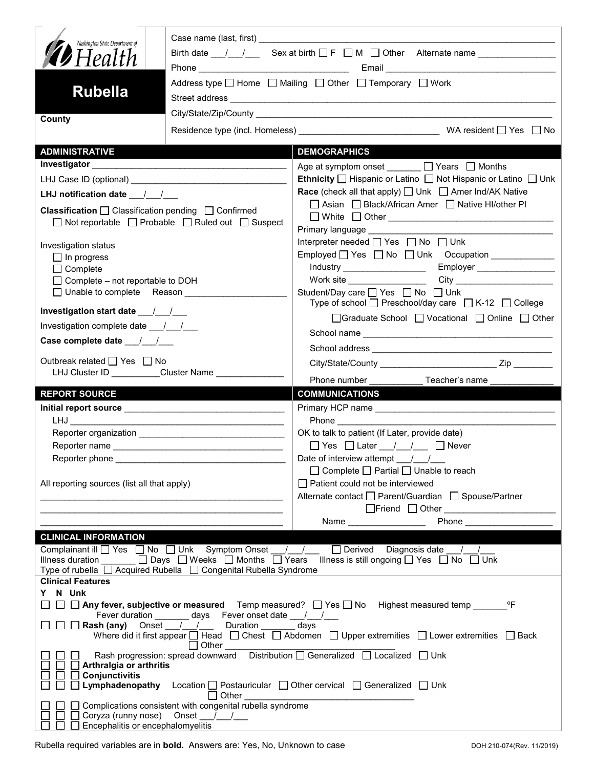Washington State Department of Health

# Rubella

**County**

Case name (last, first) ___________________________

Birth date ___/___/___ Sex at birth ☐ F ☐ M ☐ Other Alternate name ______________

Phone ______________________ Email ______________________

Address type ☐ Home ☐ Mailing ☐ Other ☐ Temporary ☐ Work

Street address ___________________________

City/State/Zip/County ___________________________

Residence type (incl. Homeless) ______________________ WA resident ☐ Yes ☐ No

## ADMINISTRATIVE

**Investigator** ______________________

LHJ Case ID (optional) ______________________

**LHJ notification date** ___/___/___

**Classification** ☐ Classification pending ☐ Confirmed ☐ Not reportable ☐ Probable ☐ Ruled out ☐ Suspect

Investigation status
- ☐ In progress
- ☐ Complete
- ☐ Complete – not reportable to DOH
- ☐ Unable to complete Reason ______________

**Investigation start date** ___/___/___

Investigation complete date ___/___/___

**Case complete date** ___/___/___

Outbreak related ☐ Yes ☐ No
LHJ Cluster ID __________Cluster Name ______________

## DEMOGRAPHICS

Age at symptom onset _______ ☐ Years ☐ Months

**Ethnicity** ☐ Hispanic or Latino ☐ Not Hispanic or Latino ☐ Unk

**Race** (check all that apply) ☐ Unk ☐ Amer Ind/AK Native ☐ Asian ☐ Black/African Amer ☐ Native HI/other PI ☐ White ☐ Other ______________

Primary language ______________

Interpreter needed ☐ Yes ☐ No ☐ Unk

Employed ☐ Yes ☐ No ☐ Unk Occupation ____________

Industry ______________ Employer ______________

Work site ______________ City ______________

Student/Day care ☐ Yes ☐ No ☐ Unk
Type of school ☐ Preschool/day care ☐ K-12 ☐ College ☐ Graduate School ☐ Vocational ☐ Online ☐ Other

School name ______________

School address ______________

City/State/County ______________ Zip ________

Phone number ___________ Teacher's name ____________

## REPORT SOURCE

**Initial report source** ______________________

LHJ ______________________

Reporter organization ______________________

Reporter name ______________________

Reporter phone ______________________

All reporting sources (list all that apply)

______________________

## COMMUNICATIONS

Primary HCP name ______________________

Phone ______________________

OK to talk to patient (If Later, provide date)
☐ Yes ☐ Later ___/___/___ ☐ Never

Date of interview attempt ___/___/___
☐ Complete ☐ Partial ☐ Unable to reach

☐ Patient could not be interviewed

Alternate contact ☐ Parent/Guardian ☐ Spouse/Partner ☐ Friend ☐ Other ______________

Name ______________ Phone ______________

## CLINICAL INFORMATION

Complainant ill ☐ Yes ☐ No ☐ Unk Symptom Onset ___/___/___ ☐ Derived Diagnosis date ___/___/___

Illness duration _______ ☐ Days ☐ Weeks ☐ Months ☐ Years Illness is still ongoing ☐ Yes ☐ No ☐ Unk

Type of rubella ☐ Acquired Rubella ☐ Congenital Rubella Syndrome

**Clinical Features**

Y N Unk

- ☐ ☐ ☐ **Any fever, subjective or measured** Temp measured? ☐ Yes ☐ No Highest measured temp _______ºF
  Fever duration _______ days Fever onset date ___/___/___
- ☐ ☐ ☐ **Rash (any)** Onset ___/___/___ Duration _______ days
  Where did it first appear ☐ Head ☐ Chest ☐ Abdomen ☐ Upper extremities ☐ Lower extremities ☐ Back ☐ Other ______________
- ☐ ☐ ☐ Rash progression: spread downward Distribution ☐ Generalized ☐ Localized ☐ Unk
- ☐ ☐ ☐ **Arthralgia or arthritis**
- ☐ ☐ ☐ **Conjunctivitis**
- ☐ ☐ ☐ **Lymphadenopathy** Location ☐ Postauricular ☐ Other cervical ☐ Generalized ☐ Unk ☐ Other ______________
- ☐ ☐ ☐ Complications consistent with congenital rubella syndrome
- ☐ ☐ ☐ Coryza (runny nose) Onset ___/___/___
- ☐ ☐ ☐ Encephalitis or encephalomyelitis

Rubella required variables are in **bold**. Answers are: Yes, No, Unknown to case

DOH 210-074(Rev. 11/2019)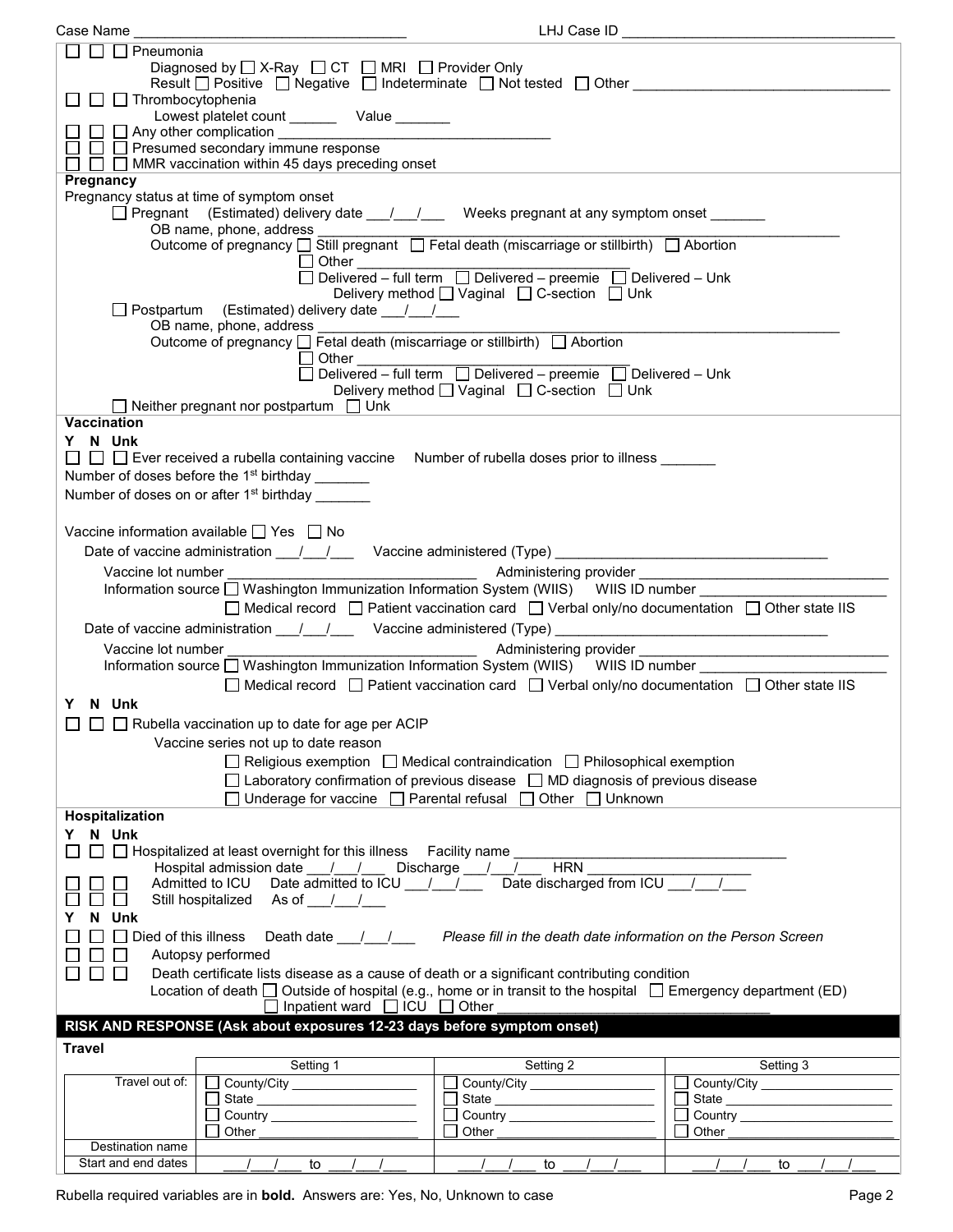Case Name ________________________________ LHJ Case ID ________________________________

☐ ☐ ☐ Pneumonia
Diagnosed by ☐ X-Ray ☐ CT ☐ MRI ☐ Provider Only
Result ☐ Positive ☐ Negative ☐ Indeterminate ☐ Not tested ☐ Other ________________________________

☐ ☐ ☐ Thrombocytopenia
Lowest platelet count ______ Value _______

☐ ☐ ☐ Any other complication ________________________________

☐ ☐ ☐ Presumed secondary immune response

☐ ☐ ☐ MMR vaccination within 45 days preceding onset

**Pregnancy**

Pregnancy status at time of symptom onset

☐ Pregnant (Estimated) delivery date ___/___/___ Weeks pregnant at any symptom onset _______
OB name, phone, address ________________________________
Outcome of pregnancy ☐ Still pregnant ☐ Fetal death (miscarriage or stillbirth) ☐ Abortion
☐ Other ________________________________
☐ Delivered – full term ☐ Delivered – preemie ☐ Delivered – Unk
Delivery method ☐ Vaginal ☐ C-section ☐ Unk

☐ Postpartum (Estimated) delivery date ___/___/___
OB name, phone, address ________________________________
Outcome of pregnancy ☐ Fetal death (miscarriage or stillbirth) ☐ Abortion
☐ Other ________________________________
☐ Delivered – full term ☐ Delivered – preemie ☐ Delivered – Unk
Delivery method ☐ Vaginal ☐ C-section ☐ Unk

☐ Neither pregnant nor postpartum ☐ Unk

**Vaccination**

**Y N Unk**

☐ ☐ ☐ Ever received a rubella containing vaccine Number of rubella doses prior to illness _______

Number of doses before the 1st birthday _______

Number of doses on or after 1st birthday _______

Vaccine information available ☐ Yes ☐ No

Date of vaccine administration ___/___/___ Vaccine administered (Type) ________________________________
Vaccine lot number ________________________________ Administering provider ________________________________
Information source ☐ Washington Immunization Information System (WIIS) WIIS ID number ________________________
☐ Medical record ☐ Patient vaccination card ☐ Verbal only/no documentation ☐ Other state IIS

Date of vaccine administration ___/___/___ Vaccine administered (Type) ________________________________
Vaccine lot number ________________________________ Administering provider ________________________________
Information source ☐ Washington Immunization Information System (WIIS) WIIS ID number ________________________
☐ Medical record ☐ Patient vaccination card ☐ Verbal only/no documentation ☐ Other state IIS

**Y N Unk**

☐ ☐ ☐ Rubella vaccination up to date for age per ACIP
Vaccine series not up to date reason
☐ Religious exemption ☐ Medical contraindication ☐ Philosophical exemption
☐ Laboratory confirmation of previous disease ☐ MD diagnosis of previous disease
☐ Underage for vaccine ☐ Parental refusal ☐ Other ☐ Unknown

**Hospitalization**

**Y N Unk**

☐ ☐ ☐ Hospitalized at least overnight for this illness Facility name ________________________________
Hospital admission date ___/___/___ Discharge ___/___/___ HRN ____________________

☐ ☐ ☐ Admitted to ICU Date admitted to ICU ___/___/___ Date discharged from ICU ___/___/___

☐ ☐ ☐ Still hospitalized As of ___/___/___

**Y N Unk**

☐ ☐ ☐ Died of this illness Death date ___/___/___ *Please fill in the death date information on the Person Screen*

☐ ☐ ☐ Autopsy performed

☐ ☐ ☐ Death certificate lists disease as a cause of death or a significant contributing condition
Location of death ☐ Outside of hospital (e.g., home or in transit to the hospital ☐ Emergency department (ED)
☐ Inpatient ward ☐ ICU ☐ Other ________________________________

## RISK AND RESPONSE (Ask about exposures 12-23 days before symptom onset)

**Travel**

| | Setting 1 | Setting 2 | Setting 3 |
|---|---|---|---|
| Travel out of: | ☐ County/City ________ ☐ State ________ ☐ Country ________ ☐ Other ________ | ☐ County/City ________ ☐ State ________ ☐ Country ________ ☐ Other ________ | ☐ County/City ________ ☐ State ________ ☐ Country ________ ☐ Other ________ |
| Destination name | | | |
| Start and end dates | ___/___/___ to ___/___/___ | ___/___/___ to ___/___/___ | ___/___/___ to ___/___/___ |

Rubella required variables are in **bold**. Answers are: Yes, No, Unknown to case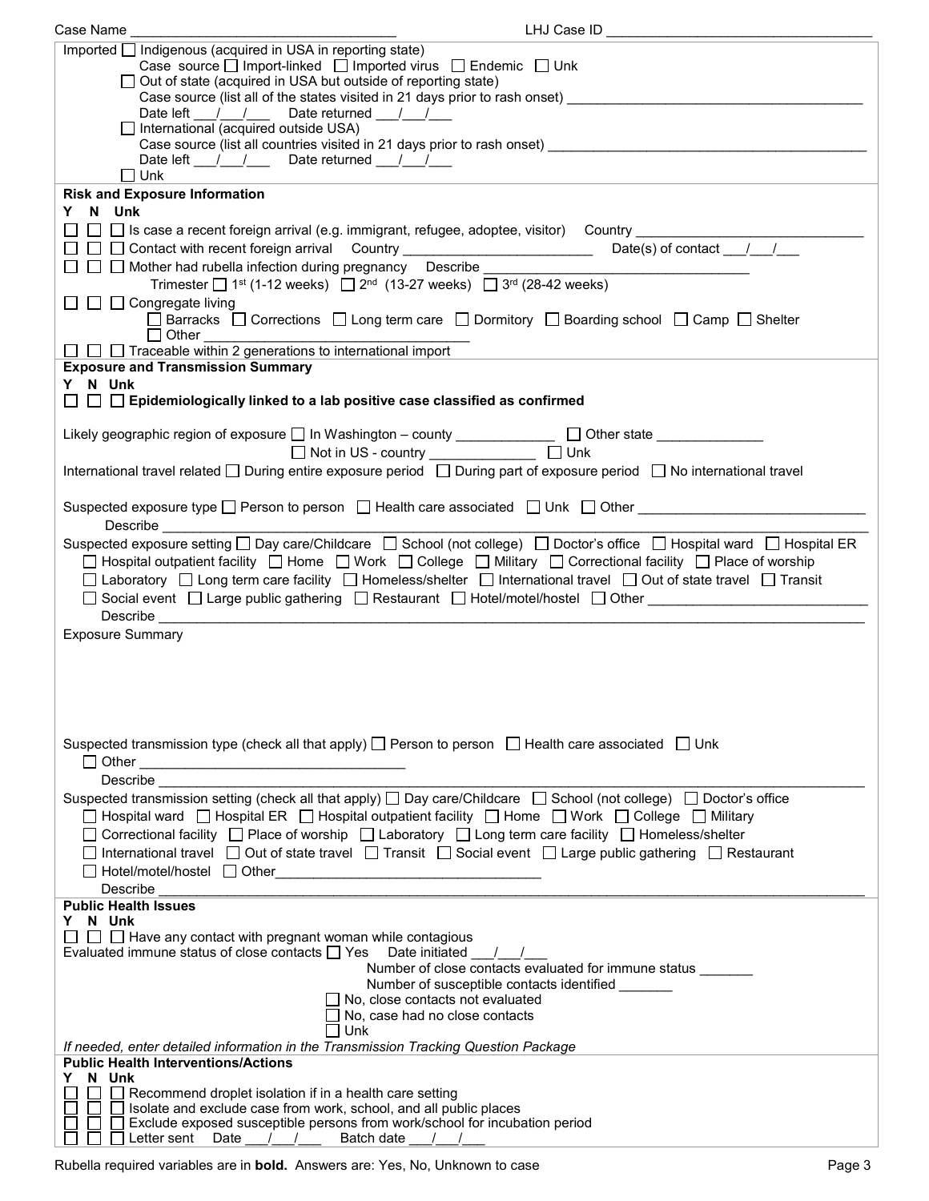Case Name ______________________________ LHJ Case ID ______________________________

Imported ☐ Indigenous (acquired in USA in reporting state)
Case source ☐ Import-linked ☐ Imported virus ☐ Endemic ☐ Unk
☐ Out of state (acquired in USA but outside of reporting state)
Case source (list all of the states visited in 21 days prior to rash onset) ______________________________
Date left ___/___/___ Date returned ___/___/___
☐ International (acquired outside USA)
Case source (list all countries visited in 21 days prior to rash onset) ______________________________
Date left ___/___/___ Date returned ___/___/___
☐ Unk

**Risk and Exposure Information**

**Y N Unk**

☐ ☐ ☐ Is case a recent foreign arrival (e.g. immigrant, refugee, adoptee, visitor) Country ______________________________

☐ ☐ ☐ Contact with recent foreign arrival Country ______________________ Date(s) of contact ___/___/___

☐ ☐ ☐ Mother had rubella infection during pregnancy Describe ______________________________
Trimester ☐ 1st (1-12 weeks) ☐ 2nd (13-27 weeks) ☐ 3rd (28-42 weeks)

☐ ☐ ☐ Congregate living
☐ Barracks ☐ Corrections ☐ Long term care ☐ Dormitory ☐ Boarding school ☐ Camp ☐ Shelter
☐ Other ______________________________

☐ ☐ ☐ Traceable within 2 generations to international import

**Exposure and Transmission Summary**

**Y N Unk**

☐ ☐ ☐ **Epidemiologically linked to a lab positive case classified as confirmed**

Likely geographic region of exposure ☐ In Washington – county ____________ ☐ Other state ____________
☐ Not in US - country ____________ ☐ Unk

International travel related ☐ During entire exposure period ☐ During part of exposure period ☐ No international travel

Suspected exposure type ☐ Person to person ☐ Health care associated ☐ Unk ☐ Other ______________________________
Describe ______________________________

Suspected exposure setting ☐ Day care/Childcare ☐ School (not college) ☐ Doctor's office ☐ Hospital ward ☐ Hospital ER
☐ Hospital outpatient facility ☐ Home ☐ Work ☐ College ☐ Military ☐ Correctional facility ☐ Place of worship
☐ Laboratory ☐ Long term care facility ☐ Homeless/shelter ☐ International travel ☐ Out of state travel ☐ Transit
☐ Social event ☐ Large public gathering ☐ Restaurant ☐ Hotel/motel/hostel ☐ Other ______________________________
Describe ______________________________

Exposure Summary

Suspected transmission type (check all that apply) ☐ Person to person ☐ Health care associated ☐ Unk
☐ Other ______________________________
Describe ______________________________

Suspected transmission setting (check all that apply) ☐ Day care/Childcare ☐ School (not college) ☐ Doctor's office
☐ Hospital ward ☐ Hospital ER ☐ Hospital outpatient facility ☐ Home ☐ Work ☐ College ☐ Military
☐ Correctional facility ☐ Place of worship ☐ Laboratory ☐ Long term care facility ☐ Homeless/shelter
☐ International travel ☐ Out of state travel ☐ Transit ☐ Social event ☐ Large public gathering ☐ Restaurant
☐ Hotel/motel/hostel ☐ Other ______________________________
Describe ______________________________

**Public Health Issues**

**Y N Unk**

☐ ☐ ☐ Have any contact with pregnant woman while contagious

Evaluated immune status of close contacts ☐ Yes Date initiated ___/___/___
Number of close contacts evaluated for immune status _______
Number of susceptible contacts identified _______
☐ No, close contacts not evaluated
☐ No, case had no close contacts
☐ Unk

*If needed, enter detailed information in the Transmission Tracking Question Package*

**Public Health Interventions/Actions**

**Y N Unk**

☐ ☐ ☐ Recommend droplet isolation if in a health care setting

☐ ☐ ☐ Isolate and exclude case from work, school, and all public places

☐ ☐ ☐ Exclude exposed susceptible persons from work/school for incubation period

☐ ☐ ☐ Letter sent Date ___/___/___ Batch date ___/___/___

Rubella required variables are in **bold**. Answers are: Yes, No, Unknown to case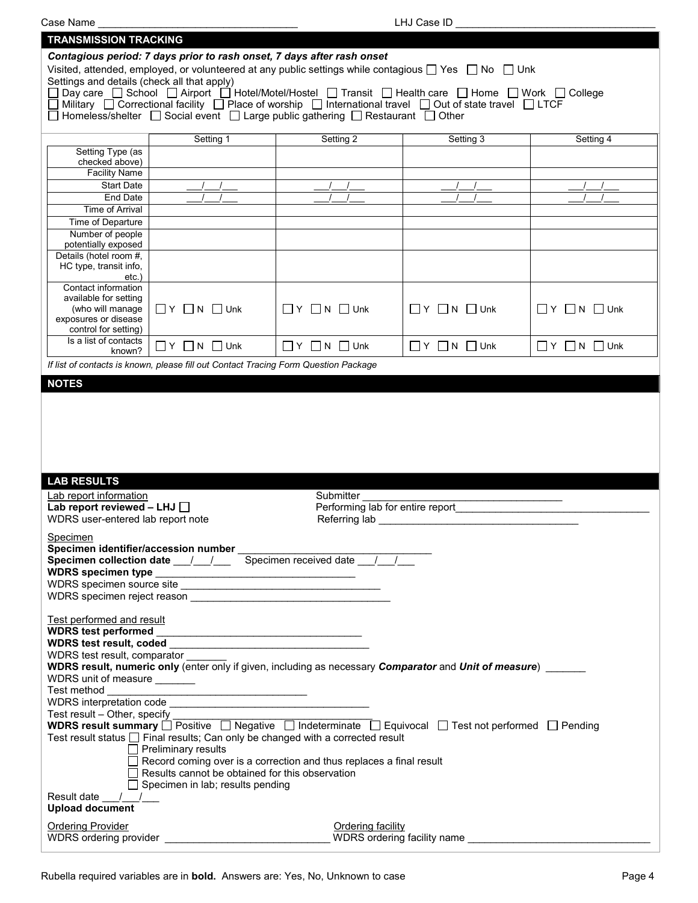Case Name ___________________________________ LHJ Case ID ___________________________________

## TRANSMISSION TRACKING

***Contagious period: 7 days prior to rash onset, 7 days after rash onset***

Visited, attended, employed, or volunteered at any public settings while contagious ☐ Yes ☐ No ☐ Unk

Settings and details (check all that apply)

☐ Day care ☐ School ☐ Airport ☐ Hotel/Motel/Hostel ☐ Transit ☐ Health care ☐ Home ☐ Work ☐ College
☐ Military ☐ Correctional facility ☐ Place of worship ☐ International travel ☐ Out of state travel ☐ LTCF
☐ Homeless/shelter ☐ Social event ☐ Large public gathering ☐ Restaurant ☐ Other

| | Setting 1 | Setting 2 | Setting 3 | Setting 4 |
|---|---|---|---|---|
| Setting Type (as checked above) | | | | |
| Facility Name | | | | |
| Start Date | ___/___/___ | ___/___/___ | ___/___/___ | ___/___/___ |
| End Date | ___/___/___ | ___/___/___ | ___/___/___ | ___/___/___ |
| Time of Arrival | | | | |
| Time of Departure | | | | |
| Number of people potentially exposed | | | | |
| Details (hotel room #, HC type, transit info, etc.) | | | | |
| Contact information available for setting (who will manage exposures or disease control for setting) | ☐ Y ☐ N ☐ Unk | ☐ Y ☐ N ☐ Unk | ☐ Y ☐ N ☐ Unk | ☐ Y ☐ N ☐ Unk |
| Is a list of contacts known? | ☐ Y ☐ N ☐ Unk | ☐ Y ☐ N ☐ Unk | ☐ Y ☐ N ☐ Unk | ☐ Y ☐ N ☐ Unk |

*If list of contacts is known, please fill out Contact Tracing Form Question Package*

## NOTES

## LAB RESULTS

Lab report information
**Lab report reviewed – LHJ** ☐
WDRS user-entered lab report note

Submitter ___________________________________
Performing lab for entire report___________________________________
Referring lab ___________________________________

Specimen
**Specimen identifier/accession number** ___________________________________
**Specimen collection date** ___/___/___ Specimen received date ___/___/___
**WDRS specimen type** ___________________________________
WDRS specimen source site ___________________________________
WDRS specimen reject reason ___________________________________

Test performed and result
**WDRS test performed** ___________________________________
**WDRS test result, coded** ___________________________________
WDRS test result, comparator _______
**WDRS result, numeric only** (enter only if given, including as necessary ***Comparator*** and ***Unit of measure***) _______
WDRS unit of measure _______
Test method ___________________________________
WDRS interpretation code ___________________________________
Test result – Other, specify ___________________________________
**WDRS result summary** ☐ Positive ☐ Negative ☐ Indeterminate ☐ Equivocal ☐ Test not performed ☐ Pending
Test result status ☐ Final results; Can only be changed with a corrected result
☐ Preliminary results
☐ Record coming over is a correction and thus replaces a final result
☐ Results cannot be obtained for this observation
☐ Specimen in lab; results pending
Result date ___/___/___
**Upload document**

Ordering Provider
WDRS ordering provider ___________________________________

Ordering facility
WDRS ordering facility name ___________________________________

Rubella required variables are in **bold.** Answers are: Yes, No, Unknown to case